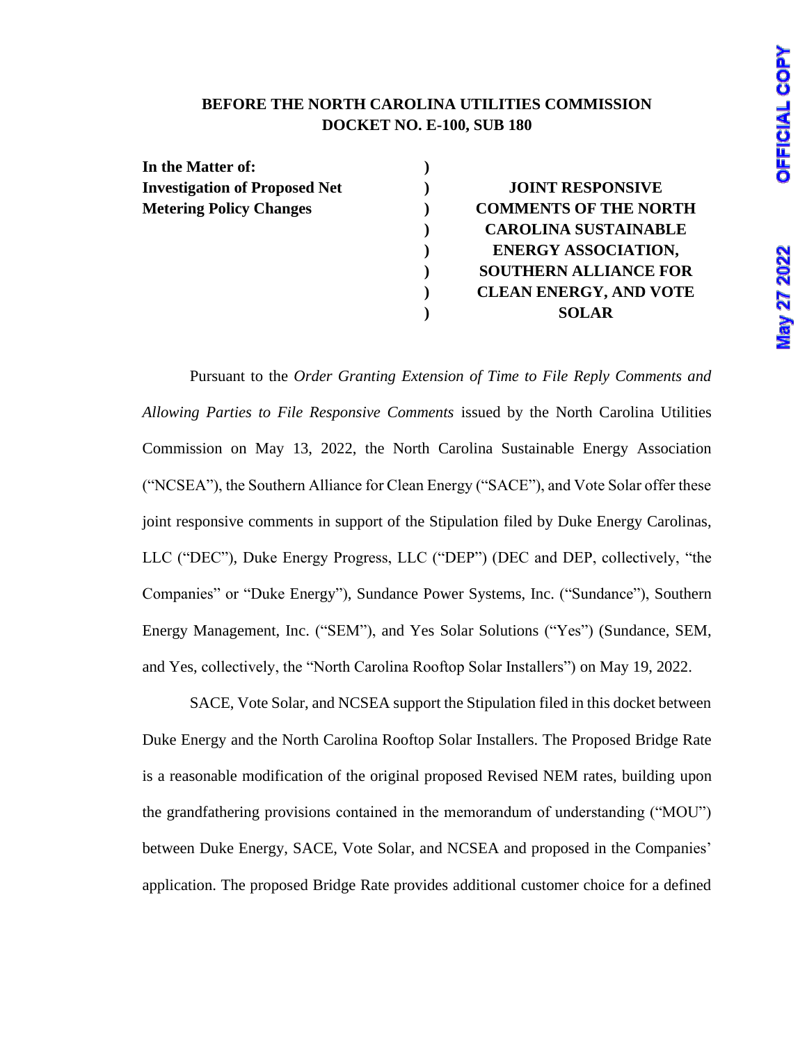**BEFORE THE NORTH CAROLINA UTILITIES COMMISSION**
**DOCKET NO. E-100, SUB 180**

| | | |
|---|---|---|
| **In the Matter of:** | ) | |
| **Investigation of Proposed Net Metering Policy Changes** | ) | **JOINT RESPONSIVE COMMENTS OF THE NORTH CAROLINA SUSTAINABLE ENERGY ASSOCIATION, SOUTHERN ALLIANCE FOR CLEAN ENERGY, AND VOTE SOLAR** |

Pursuant to the *Order Granting Extension of Time to File Reply Comments and Allowing Parties to File Responsive Comments* issued by the North Carolina Utilities Commission on May 13, 2022, the North Carolina Sustainable Energy Association ("NCSEA"), the Southern Alliance for Clean Energy ("SACE"), and Vote Solar offer these joint responsive comments in support of the Stipulation filed by Duke Energy Carolinas, LLC ("DEC"), Duke Energy Progress, LLC ("DEP") (DEC and DEP, collectively, "the Companies" or "Duke Energy"), Sundance Power Systems, Inc. ("Sundance"), Southern Energy Management, Inc. ("SEM"), and Yes Solar Solutions ("Yes") (Sundance, SEM, and Yes, collectively, the "North Carolina Rooftop Solar Installers") on May 19, 2022.

SACE, Vote Solar, and NCSEA support the Stipulation filed in this docket between Duke Energy and the North Carolina Rooftop Solar Installers. The Proposed Bridge Rate is a reasonable modification of the original proposed Revised NEM rates, building upon the grandfathering provisions contained in the memorandum of understanding ("MOU") between Duke Energy, SACE, Vote Solar, and NCSEA and proposed in the Companies' application. The proposed Bridge Rate provides additional customer choice for a defined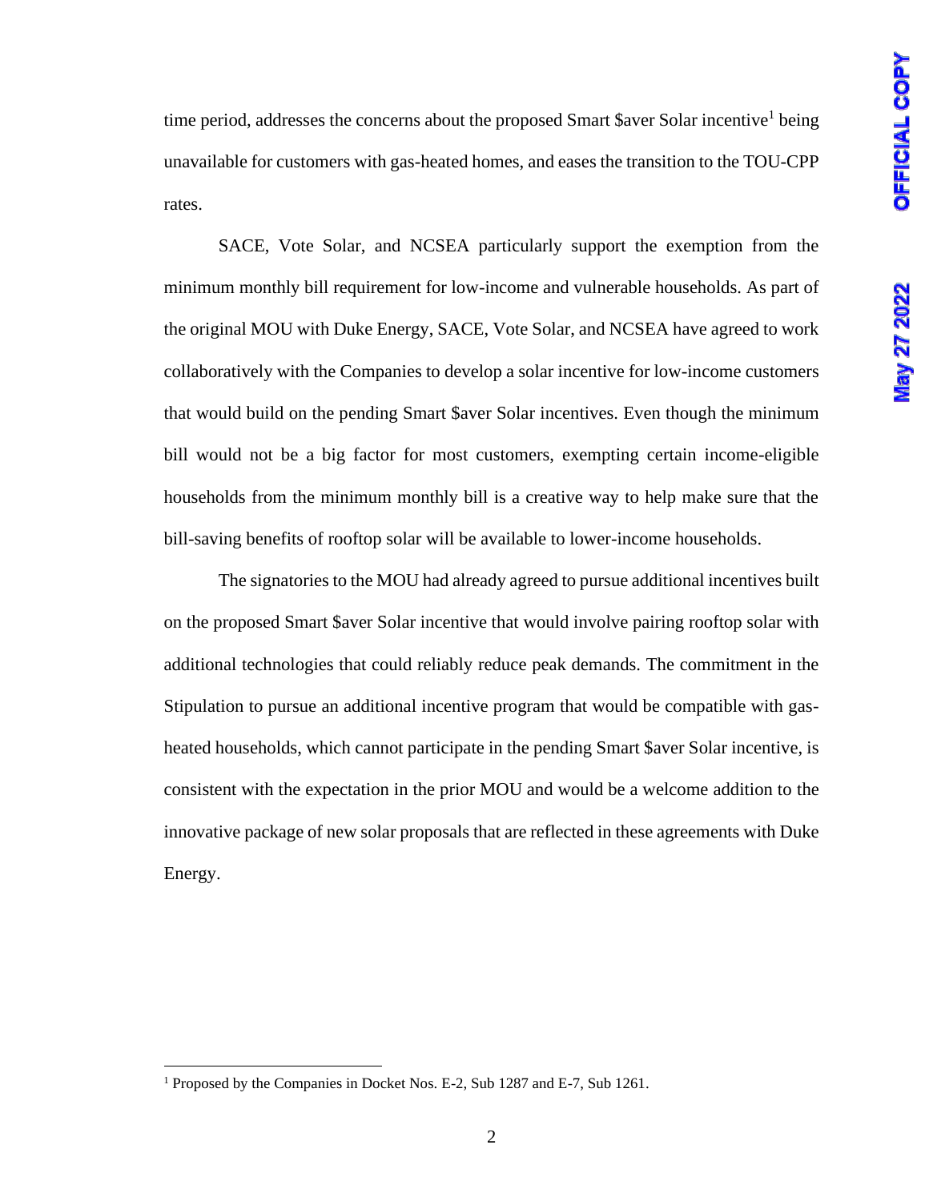time period, addresses the concerns about the proposed Smart $aver Solar incentive[1] being unavailable for customers with gas-heated homes, and eases the transition to the TOU-CPP rates.

SACE, Vote Solar, and NCSEA particularly support the exemption from the minimum monthly bill requirement for low-income and vulnerable households. As part of the original MOU with Duke Energy, SACE, Vote Solar, and NCSEA have agreed to work collaboratively with the Companies to develop a solar incentive for low-income customers that would build on the pending Smart $aver Solar incentives. Even though the minimum bill would not be a big factor for most customers, exempting certain income-eligible households from the minimum monthly bill is a creative way to help make sure that the bill-saving benefits of rooftop solar will be available to lower-income households.

The signatories to the MOU had already agreed to pursue additional incentives built on the proposed Smart $aver Solar incentive that would involve pairing rooftop solar with additional technologies that could reliably reduce peak demands. The commitment in the Stipulation to pursue an additional incentive program that would be compatible with gas-heated households, which cannot participate in the pending Smart $aver Solar incentive, is consistent with the expectation in the prior MOU and would be a welcome addition to the innovative package of new solar proposals that are reflected in these agreements with Duke Energy.

---

[1] Proposed by the Companies in Docket Nos. E-2, Sub 1287 and E-7, Sub 1261.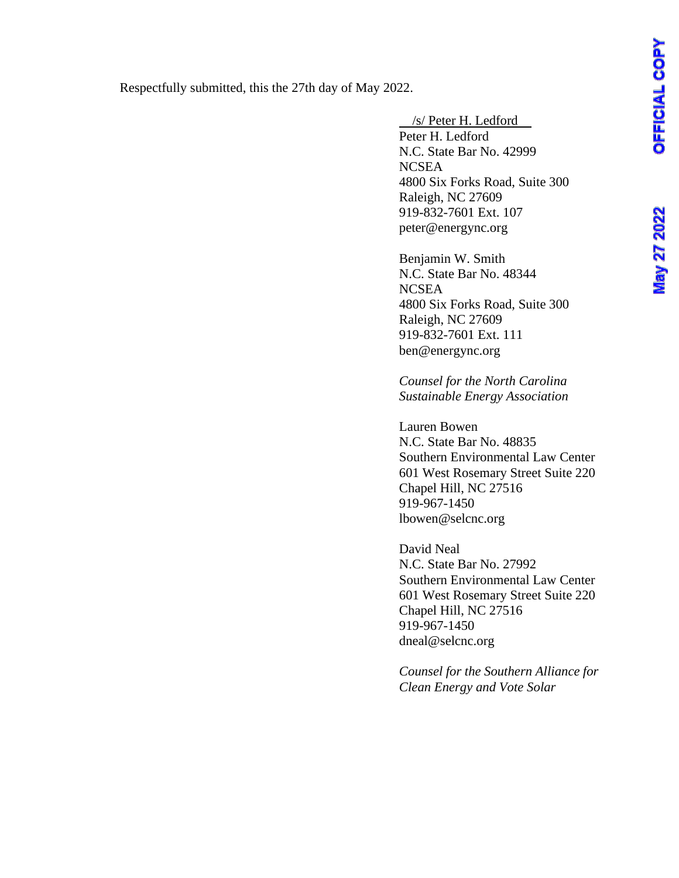Respectfully submitted, this the 27th day of May 2022.

/s/ Peter H. Ledford
Peter H. Ledford
N.C. State Bar No. 42999
NCSEA
4800 Six Forks Road, Suite 300
Raleigh, NC 27609
919-832-7601 Ext. 107
peter@energync.org

Benjamin W. Smith
N.C. State Bar No. 48344
NCSEA
4800 Six Forks Road, Suite 300
Raleigh, NC 27609
919-832-7601 Ext. 111
ben@energync.org

*Counsel for the North Carolina Sustainable Energy Association*

Lauren Bowen
N.C. State Bar No. 48835
Southern Environmental Law Center
601 West Rosemary Street Suite 220
Chapel Hill, NC 27516
919-967-1450
lbowen@selcnc.org

David Neal
N.C. State Bar No. 27992
Southern Environmental Law Center
601 West Rosemary Street Suite 220
Chapel Hill, NC 27516
919-967-1450
dneal@selcnc.org

*Counsel for the Southern Alliance for Clean Energy and Vote Solar*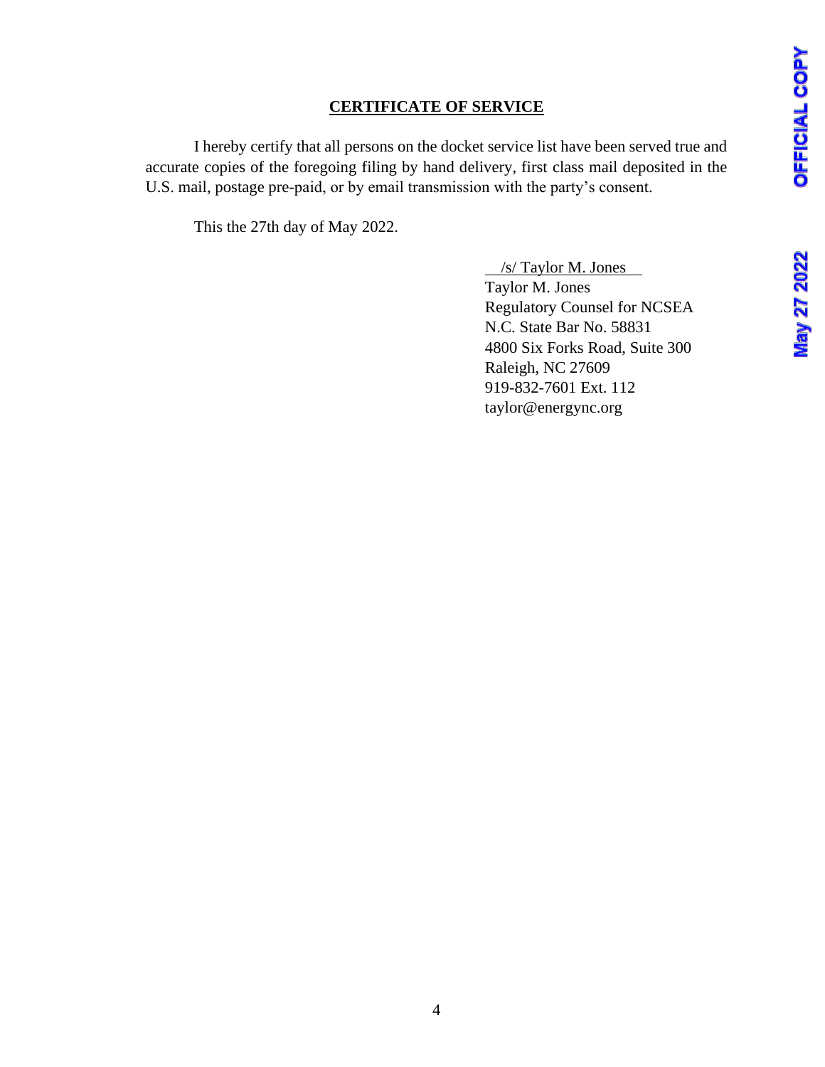**CERTIFICATE OF SERVICE**

I hereby certify that all persons on the docket service list have been served true and accurate copies of the foregoing filing by hand delivery, first class mail deposited in the U.S. mail, postage pre-paid, or by email transmission with the party's consent.

This the 27th day of May 2022.

/s/ Taylor M. Jones  
Taylor M. Jones  
Regulatory Counsel for NCSEA  
N.C. State Bar No. 58831  
4800 Six Forks Road, Suite 300  
Raleigh, NC 27609  
919-832-7601 Ext. 112  
taylor@energync.org